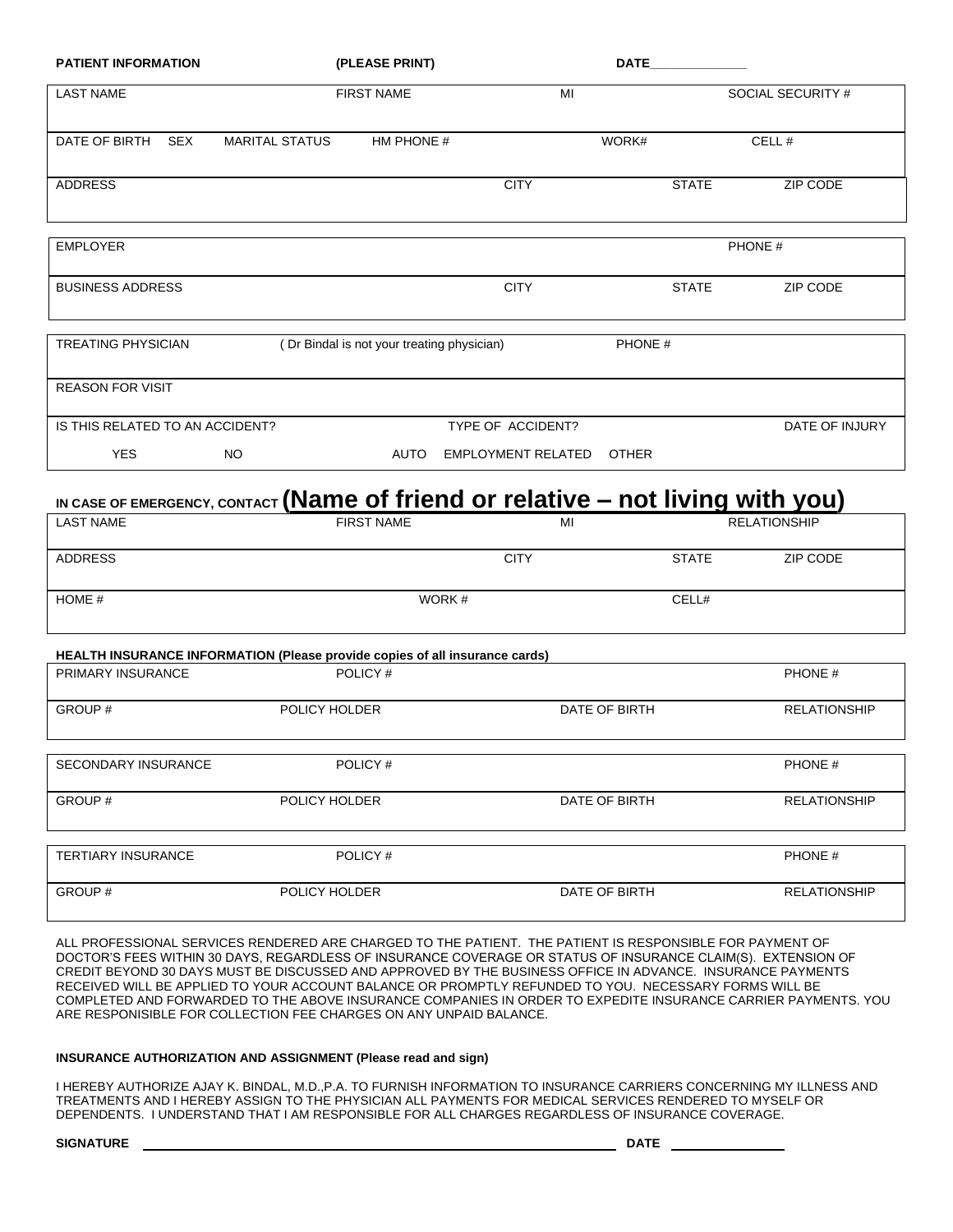**PATIENT INFORMATION** **(PLEASE PRINT)** **DATE**______________

| LAST NAME | FIRST NAME | MI | SOCIAL SECURITY # |
|---|---|---|---|
| | | | |

| DATE OF BIRTH | SEX | MARITAL STATUS | HM PHONE # | WORK# | CELL # |
|---|---|---|---|---|---|
| | | | | | |

| ADDRESS | CITY | STATE | ZIP CODE |
|---|---|---|---|
| | | | |

| EMPLOYER | PHONE # |
|---|---|
| | |

| BUSINESS ADDRESS | CITY | STATE | ZIP CODE |
|---|---|---|---|
| | | | |

| TREATING PHYSICIAN | ( Dr Bindal is not your treating physician) | PHONE # |
|---|---|---|
| | | |

| REASON FOR VISIT |
|---|
| |

| IS THIS RELATED TO AN ACCIDENT? | | TYPE OF ACCIDENT? | | | DATE OF INJURY |
|---|---|---|---|---|---|
| YES | NO | AUTO | EMPLOYMENT RELATED | OTHER | |

**IN CASE OF EMERGENCY, CONTACT** **(Name of friend or relative – not living with you)**

| LAST NAME | FIRST NAME | MI | RELATIONSHIP |
|---|---|---|---|
| | | | |

| ADDRESS | CITY | STATE | ZIP CODE |
|---|---|---|---|
| | | | |

| HOME # | WORK # | CELL# |
|---|---|---|
| | | |

**HEALTH INSURANCE INFORMATION (Please provide copies of all insurance cards)**

| PRIMARY INSURANCE | POLICY # | | PHONE # |
|---|---|---|---|
| GROUP # | POLICY HOLDER | DATE OF BIRTH | RELATIONSHIP |

| SECONDARY INSURANCE | POLICY # | | PHONE # |
|---|---|---|---|
| GROUP # | POLICY HOLDER | DATE OF BIRTH | RELATIONSHIP |

| TERTIARY INSURANCE | POLICY # | | PHONE # |
|---|---|---|---|
| GROUP # | POLICY HOLDER | DATE OF BIRTH | RELATIONSHIP |

ALL PROFESSIONAL SERVICES RENDERED ARE CHARGED TO THE PATIENT. THE PATIENT IS RESPONSIBLE FOR PAYMENT OF DOCTOR'S FEES WITHIN 30 DAYS, REGARDLESS OF INSURANCE COVERAGE OR STATUS OF INSURANCE CLAIM(S). EXTENSION OF CREDIT BEYOND 30 DAYS MUST BE DISCUSSED AND APPROVED BY THE BUSINESS OFFICE IN ADVANCE. INSURANCE PAYMENTS RECEIVED WILL BE APPLIED TO YOUR ACCOUNT BALANCE OR PROMPTLY REFUNDED TO YOU. NECESSARY FORMS WILL BE COMPLETED AND FORWARDED TO THE ABOVE INSURANCE COMPANIES IN ORDER TO EXPEDITE INSURANCE CARRIER PAYMENTS. YOU ARE RESPONISIBLE FOR COLLECTION FEE CHARGES ON ANY UNPAID BALANCE.

**INSURANCE AUTHORIZATION AND ASSIGNMENT (Please read and sign)**

I HEREBY AUTHORIZE AJAY K. BINDAL, M.D.,P.A. TO FURNISH INFORMATION TO INSURANCE CARRIERS CONCERNING MY ILLNESS AND TREATMENTS AND I HEREBY ASSIGN TO THE PHYSICIAN ALL PAYMENTS FOR MEDICAL SERVICES RENDERED TO MYSELF OR DEPENDENTS. I UNDERSTAND THAT I AM RESPONSIBLE FOR ALL CHARGES REGARDLESS OF INSURANCE COVERAGE.

**SIGNATURE** ____________________________________________ **DATE** ______________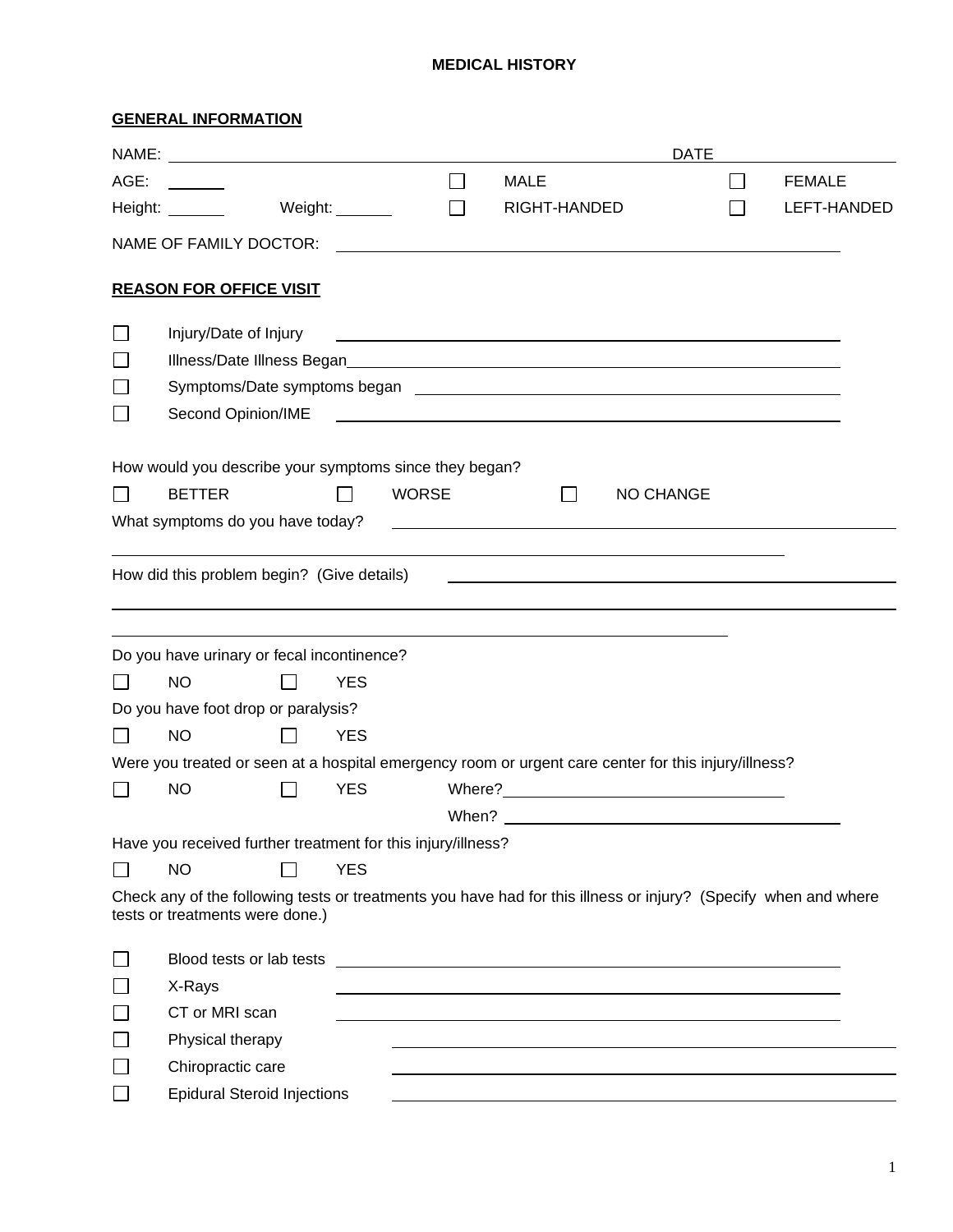# MEDICAL HISTORY

## GENERAL INFORMATION

NAME: ______________________________ DATE ______________

AGE: ______ ☐ MALE ☐ FEMALE

Height: ______ Weight: ______ ☐ RIGHT-HANDED ☐ LEFT-HANDED

NAME OF FAMILY DOCTOR: ______________________________

## REASON FOR OFFICE VISIT

- ☐ Injury/Date of Injury ______________________________
- ☐ Illness/Date Illness Began ______________________________
- ☐ Symptoms/Date symptoms began ______________________________
- ☐ Second Opinion/IME ______________________________

How would you describe your symptoms since they began?

☐ BETTER ☐ WORSE ☐ NO CHANGE

What symptoms do you have today? ______________________________

______________________________

How did this problem begin? (Give details) ______________________________

______________________________

______________________________

Do you have urinary or fecal incontinence?

☐ NO ☐ YES

Do you have foot drop or paralysis?

☐ NO ☐ YES

Were you treated or seen at a hospital emergency room or urgent care center for this injury/illness?

☐ NO ☐ YES Where? ______________________________

When? ______________________________

Have you received further treatment for this injury/illness?

☐ NO ☐ YES

Check any of the following tests or treatments you have had for this illness or injury? (Specify when and where tests or treatments were done.)

- ☐ Blood tests or lab tests ______________________________
- ☐ X-Rays ______________________________
- ☐ CT or MRI scan ______________________________
- ☐ Physical therapy ______________________________
- ☐ Chiropractic care ______________________________
- ☐ Epidural Steroid Injections ______________________________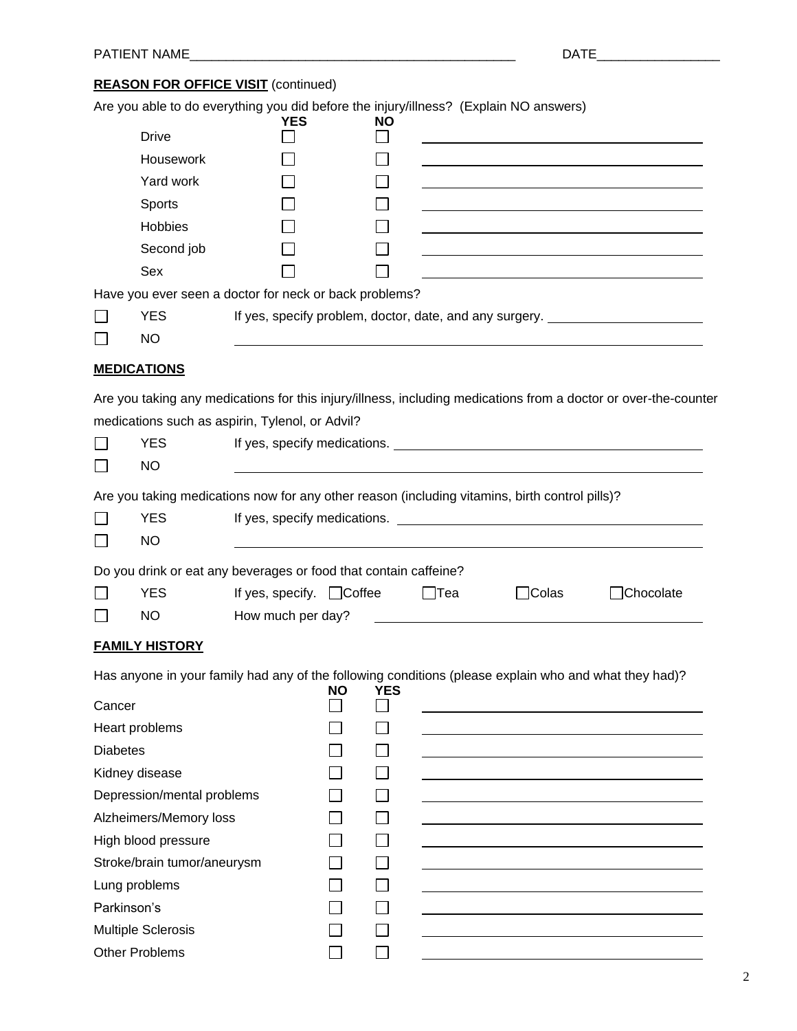PATIENT NAME_____________________________________________ DATE_________________

**REASON FOR OFFICE VISIT** (continued)

Are you able to do everything you did before the injury/illness? (Explain NO answers)

| | YES | NO | |
|---|---|---|---|
| Drive | ☐ | ☐ | ____________________ |
| Housework | ☐ | ☐ | ____________________ |
| Yard work | ☐ | ☐ | ____________________ |
| Sports | ☐ | ☐ | ____________________ |
| Hobbies | ☐ | ☐ | ____________________ |
| Second job | ☐ | ☐ | ____________________ |
| Sex | ☐ | ☐ | ____________________ |

Have you ever seen a doctor for neck or back problems?

☐ YES If yes, specify problem, doctor, date, and any surgery. ____________________

☐ NO ____________________

**MEDICATIONS**

Are you taking any medications for this injury/illness, including medications from a doctor or over-the-counter medications such as aspirin, Tylenol, or Advil?

☐ YES If yes, specify medications. ____________________

☐ NO ____________________

Are you taking medications now for any other reason (including vitamins, birth control pills)?

☐ YES If yes, specify medications. ____________________

☐ NO ____________________

Do you drink or eat any beverages or food that contain caffeine?

☐ YES If yes, specify. ☐Coffee ☐Tea ☐Colas ☐Chocolate

☐ NO How much per day? ____________________

**FAMILY HISTORY**

Has anyone in your family had any of the following conditions (please explain who and what they had)?

| | NO | YES | |
|---|---|---|---|
| Cancer | ☐ | ☐ | ____________________ |
| Heart problems | ☐ | ☐ | ____________________ |
| Diabetes | ☐ | ☐ | ____________________ |
| Kidney disease | ☐ | ☐ | ____________________ |
| Depression/mental problems | ☐ | ☐ | ____________________ |
| Alzheimers/Memory loss | ☐ | ☐ | ____________________ |
| High blood pressure | ☐ | ☐ | ____________________ |
| Stroke/brain tumor/aneurysm | ☐ | ☐ | ____________________ |
| Lung problems | ☐ | ☐ | ____________________ |
| Parkinson's | ☐ | ☐ | ____________________ |
| Multiple Sclerosis | ☐ | ☐ | ____________________ |
| Other Problems | ☐ | ☐ | ____________________ |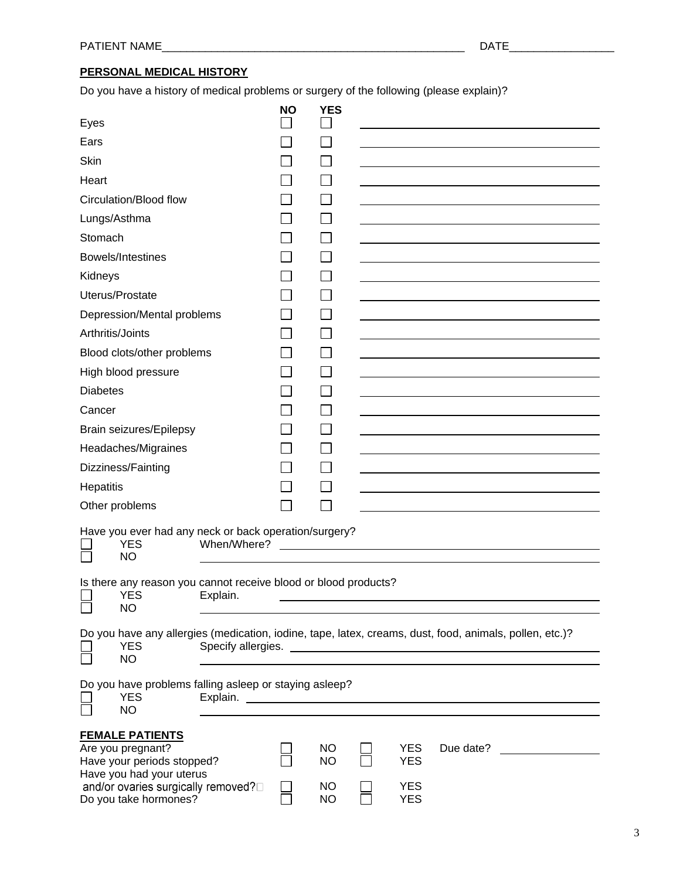PATIENT NAME_______________________________________________ DATE________________

**PERSONAL MEDICAL HISTORY**

Do you have a history of medical problems or surgery of the following (please explain)?

| | NO | YES | |
|---|---|---|---|
| Eyes | ☐ | ☐ | ________________ |
| Ears | ☐ | ☐ | ________________ |
| Skin | ☐ | ☐ | ________________ |
| Heart | ☐ | ☐ | ________________ |
| Circulation/Blood flow | ☐ | ☐ | ________________ |
| Lungs/Asthma | ☐ | ☐ | ________________ |
| Stomach | ☐ | ☐ | ________________ |
| Bowels/Intestines | ☐ | ☐ | ________________ |
| Kidneys | ☐ | ☐ | ________________ |
| Uterus/Prostate | ☐ | ☐ | ________________ |
| Depression/Mental problems | ☐ | ☐ | ________________ |
| Arthritis/Joints | ☐ | ☐ | ________________ |
| Blood clots/other problems | ☐ | ☐ | ________________ |
| High blood pressure | ☐ | ☐ | ________________ |
| Diabetes | ☐ | ☐ | ________________ |
| Cancer | ☐ | ☐ | ________________ |
| Brain seizures/Epilepsy | ☐ | ☐ | ________________ |
| Headaches/Migraines | ☐ | ☐ | ________________ |
| Dizziness/Fainting | ☐ | ☐ | ________________ |
| Hepatitis | ☐ | ☐ | ________________ |
| Other problems | ☐ | ☐ | ________________ |

Have you ever had any neck or back operation/surgery?
☐ YES When/Where? ________________________________
☐ NO ________________________________

Is there any reason you cannot receive blood or blood products?
☐ YES Explain. ________________________________
☐ NO ________________________________

Do you have any allergies (medication, iodine, tape, latex, creams, dust, food, animals, pollen, etc.)?
☐ YES Specify allergies. ________________________________
☐ NO ________________________________

Do you have problems falling asleep or staying asleep?
☐ YES Explain. ________________________________
☐ NO ________________________________

**FEMALE PATIENTS**

| | | | | | |
|---|---|---|---|---|---|
| Are you pregnant? | ☐ | NO | ☐ | YES | Due date? ____________ |
| Have your periods stopped? | ☐ | NO | ☐ | YES | |
| Have you had your uterus and/or ovaries surgically removed? | ☐ | NO | ☐ | YES | |
| Do you take hormones? | ☐ | NO | ☐ | YES | |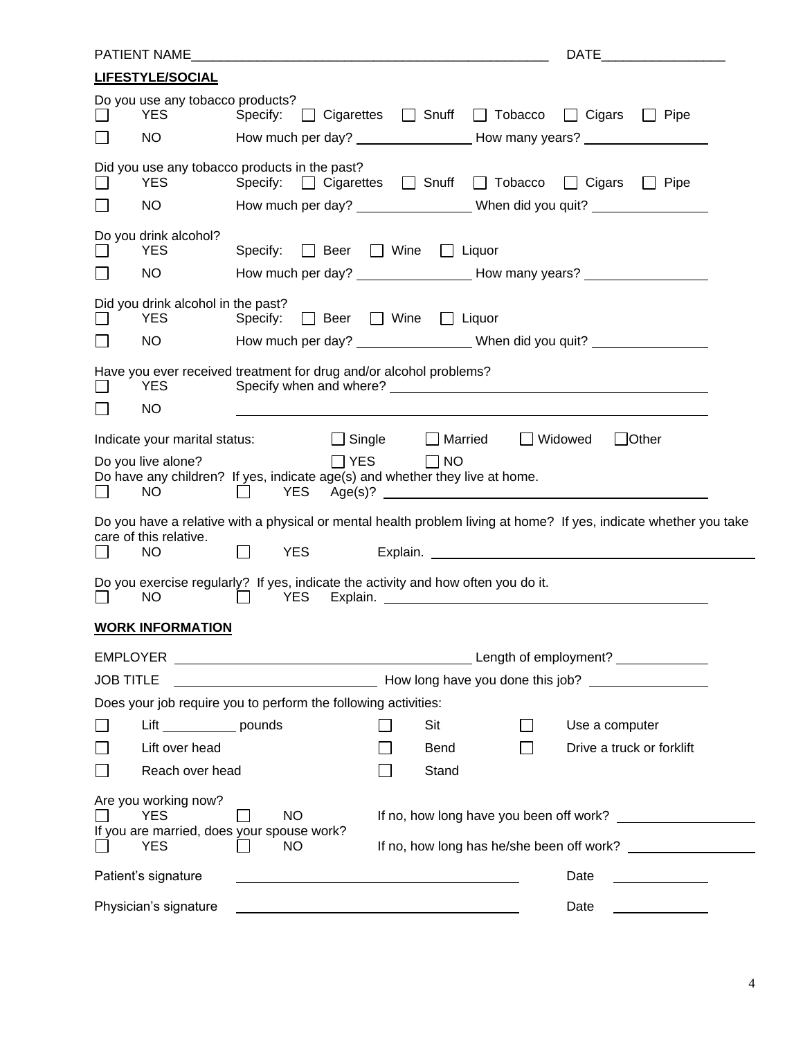PATIENT NAME_______________________________________________ DATE________________

**LIFESTYLE/SOCIAL**

Do you use any tobacco products?

☐ YES Specify: ☐ Cigarettes ☐ Snuff ☐ Tobacco ☐ Cigars ☐ Pipe

☐ NO How much per day? ________________ How many years? ________________

Did you use any tobacco products in the past?

☐ YES Specify: ☐ Cigarettes ☐ Snuff ☐ Tobacco ☐ Cigars ☐ Pipe

☐ NO How much per day? ________________ When did you quit? ________________

Do you drink alcohol?

☐ YES Specify: ☐ Beer ☐ Wine ☐ Liquor

☐ NO How much per day? ________________ How many years? ________________

Did you drink alcohol in the past?

☐ YES Specify: ☐ Beer ☐ Wine ☐ Liquor

☐ NO How much per day? ________________ When did you quit? ________________

Have you ever received treatment for drug and/or alcohol problems?

☐ YES Specify when and where? ________________________________________

☐ NO ________________________________________________________________

Indicate your marital status: ☐ Single ☐ Married ☐ Widowed ☐ Other

Do you live alone? ☐ YES ☐ NO

Do have any children? If yes, indicate age(s) and whether they live at home.

☐ NO ☐ YES Age(s)? ________________________________________

Do you have a relative with a physical or mental health problem living at home? If yes, indicate whether you take care of this relative.

☐ NO ☐ YES Explain. ________________________________________

Do you exercise regularly? If yes, indicate the activity and how often you do it.

☐ NO ☐ YES Explain. ________________________________________

**WORK INFORMATION**

EMPLOYER ________________________________________ Length of employment? ____________

JOB TITLE ____________________________ How long have you done this job? ________________

Does your job require you to perform the following activities:

☐ Lift __________ pounds ☐ Sit ☐ Use a computer

☐ Lift over head ☐ Bend ☐ Drive a truck or forklift

☐ Reach over head ☐ Stand

Are you working now?

☐ YES ☐ NO If no, how long have you been off work? ________________

If you are married, does your spouse work?

☐ YES ☐ NO If no, how long has he/she been off work? ________________

Patient's signature ________________________________________ Date ____________

Physician's signature ________________________________________ Date ____________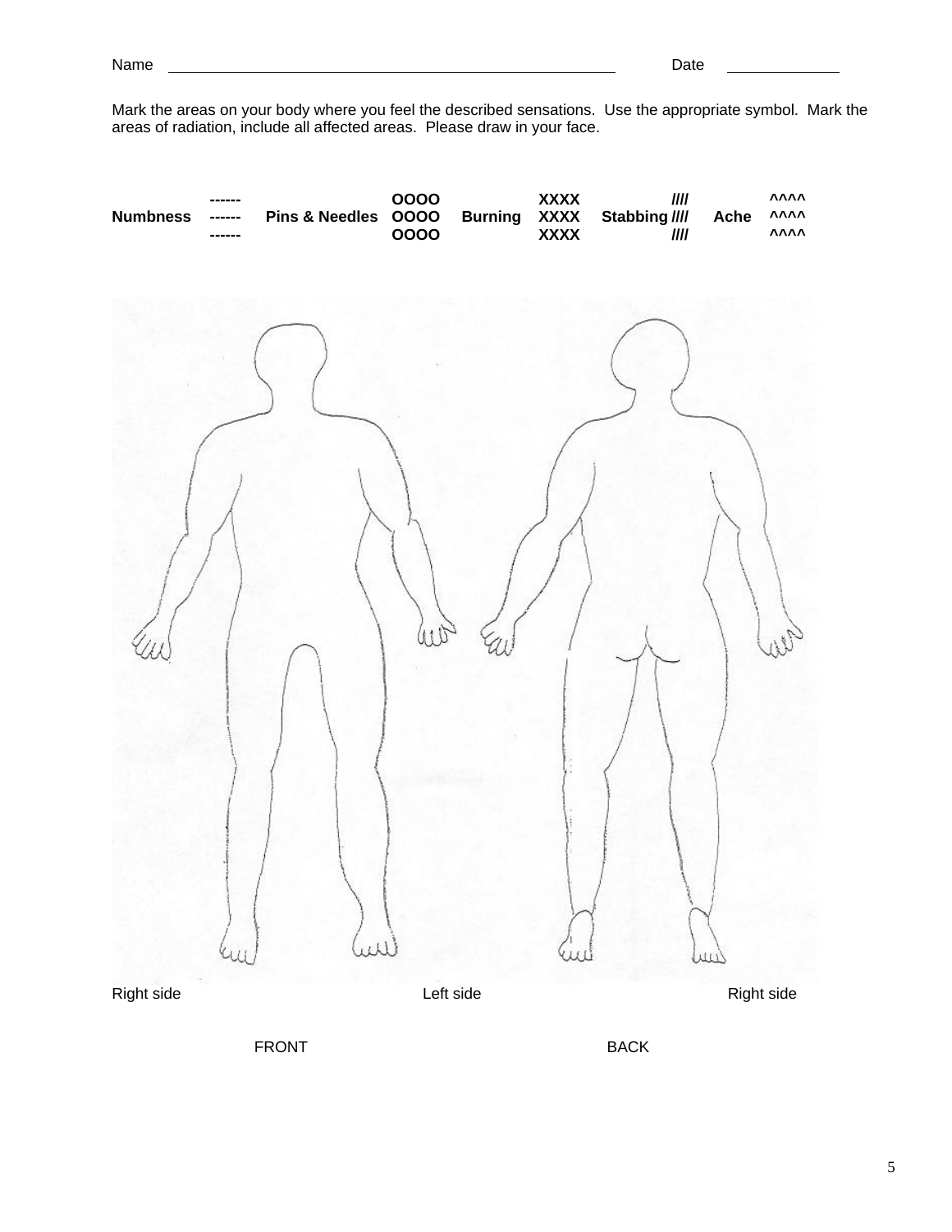Name \_\_\_\_\_\_\_\_\_\_\_\_\_\_\_\_\_\_\_\_\_\_\_\_\_\_\_\_\_\_\_\_\_\_\_\_\_\_\_\_ Date \_\_\_\_\_\_\_\_\_\_\_\_

Mark the areas on your body where you feel the described sensations. Use the appropriate symbol. Mark the areas of radiation, include all affected areas. Please draw in your face.

| | | | | | | | | | |
|---|---|---|---|---|---|---|---|---|---|
| | ------ | | OOOO | | XXXX | | //// | | ^^^^ |
| **Numbness** | ------ | **Pins & Needles** | OOOO | **Burning** | XXXX | **Stabbing** | //// | **Ache** | ^^^^ |
| | ------ | | OOOO | | XXXX | | //// | | ^^^^ |

Right side  Left side  Right side

FRONT  BACK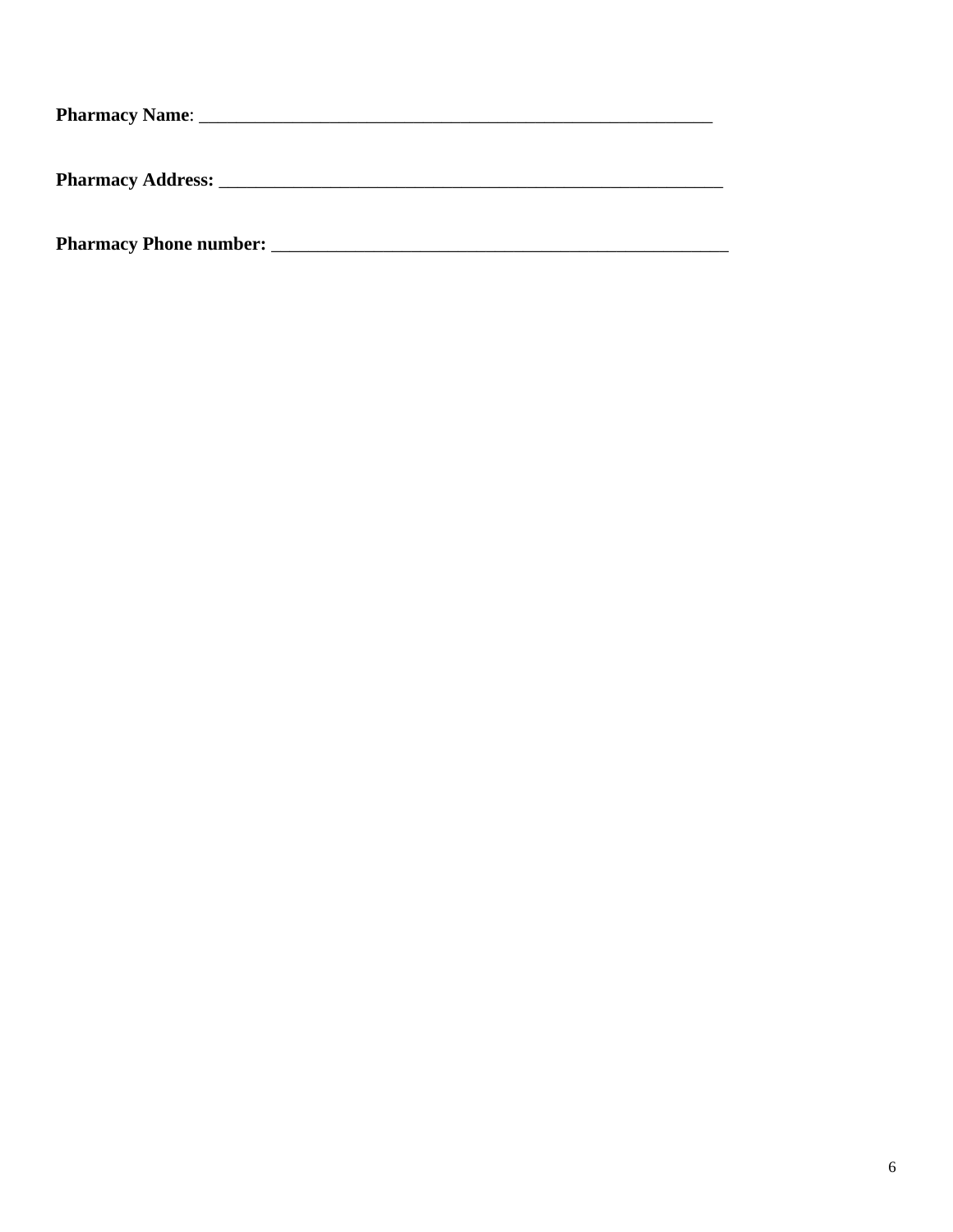**Pharmacy Name**: _______________________________________________________

**Pharmacy Address:** _____________________________________________________

**Pharmacy Phone number:** _________________________________________________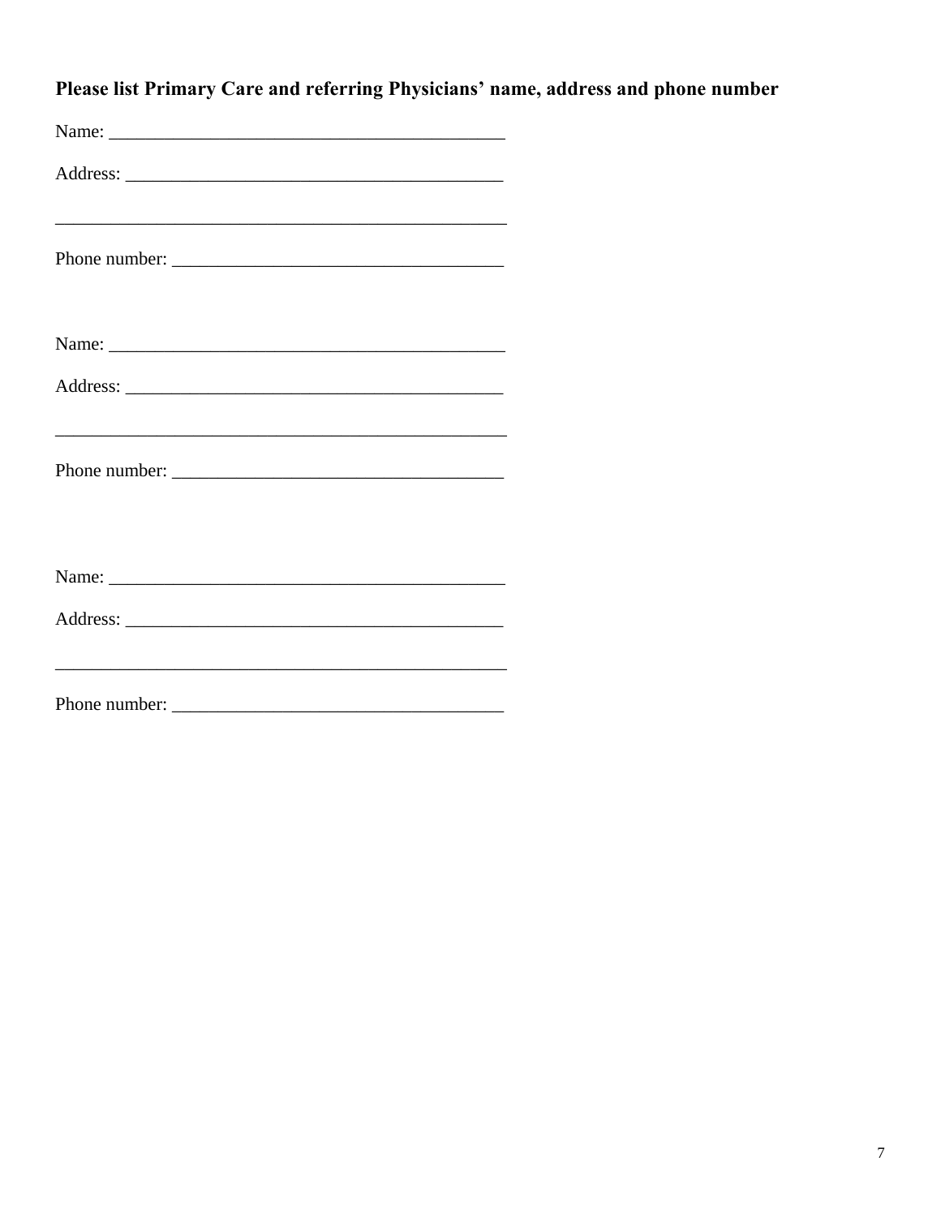**Please list Primary Care and referring Physicians' name, address and phone number**

Name: ___________________________________________

Address: _________________________________________

_________________________________________________

Phone number: ____________________________________

Name: ___________________________________________

Address: _________________________________________

_________________________________________________

Phone number: ____________________________________

Name: ___________________________________________

Address: _________________________________________

_________________________________________________

Phone number: ____________________________________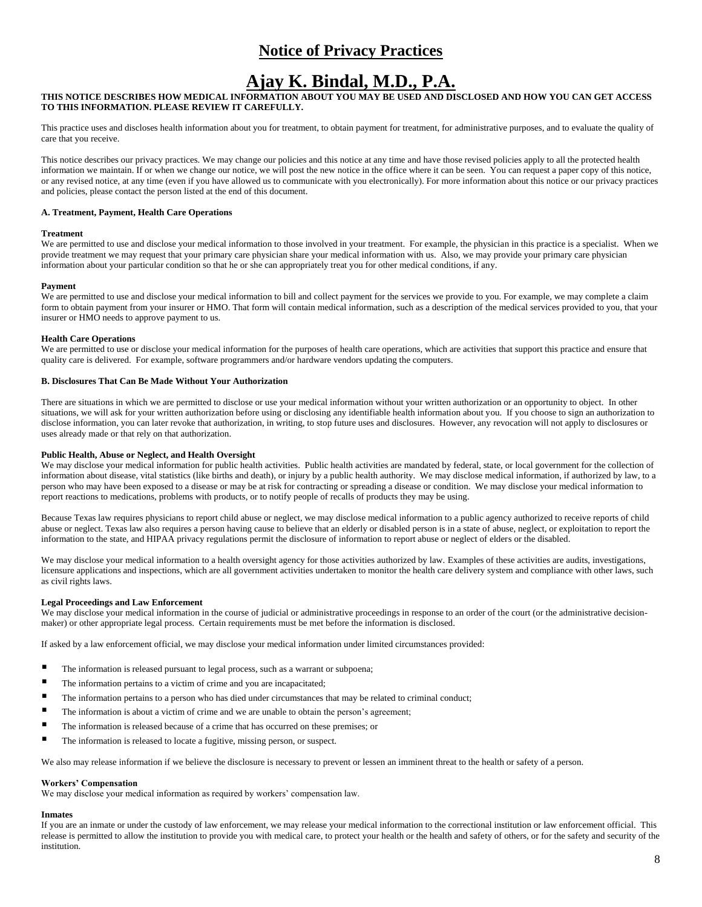# Notice of Privacy Practices

# Ajay K. Bindal, M.D., P.A.

**THIS NOTICE DESCRIBES HOW MEDICAL INFORMATION ABOUT YOU MAY BE USED AND DISCLOSED AND HOW YOU CAN GET ACCESS TO THIS INFORMATION. PLEASE REVIEW IT CAREFULLY.**

This practice uses and discloses health information about you for treatment, to obtain payment for treatment, for administrative purposes, and to evaluate the quality of care that you receive.

This notice describes our privacy practices. We may change our policies and this notice at any time and have those revised policies apply to all the protected health information we maintain. If or when we change our notice, we will post the new notice in the office where it can be seen. You can request a paper copy of this notice, or any revised notice, at any time (even if you have allowed us to communicate with you electronically). For more information about this notice or our privacy practices and policies, please contact the person listed at the end of this document.

### A. Treatment, Payment, Health Care Operations

**Treatment**

We are permitted to use and disclose your medical information to those involved in your treatment. For example, the physician in this practice is a specialist. When we provide treatment we may request that your primary care physician share your medical information with us. Also, we may provide your primary care physician information about your particular condition so that he or she can appropriately treat you for other medical conditions, if any.

**Payment**

We are permitted to use and disclose your medical information to bill and collect payment for the services we provide to you. For example, we may complete a claim form to obtain payment from your insurer or HMO. That form will contain medical information, such as a description of the medical services provided to you, that your insurer or HMO needs to approve payment to us.

**Health Care Operations**

We are permitted to use or disclose your medical information for the purposes of health care operations, which are activities that support this practice and ensure that quality care is delivered. For example, software programmers and/or hardware vendors updating the computers.

### B. Disclosures That Can Be Made Without Your Authorization

There are situations in which we are permitted to disclose or use your medical information without your written authorization or an opportunity to object. In other situations, we will ask for your written authorization before using or disclosing any identifiable health information about you. If you choose to sign an authorization to disclose information, you can later revoke that authorization, in writing, to stop future uses and disclosures. However, any revocation will not apply to disclosures or uses already made or that rely on that authorization.

**Public Health, Abuse or Neglect, and Health Oversight**

We may disclose your medical information for public health activities. Public health activities are mandated by federal, state, or local government for the collection of information about disease, vital statistics (like births and death), or injury by a public health authority. We may disclose medical information, if authorized by law, to a person who may have been exposed to a disease or may be at risk for contracting or spreading a disease or condition. We may disclose your medical information to report reactions to medications, problems with products, or to notify people of recalls of products they may be using.

Because Texas law requires physicians to report child abuse or neglect, we may disclose medical information to a public agency authorized to receive reports of child abuse or neglect. Texas law also requires a person having cause to believe that an elderly or disabled person is in a state of abuse, neglect, or exploitation to report the information to the state, and HIPAA privacy regulations permit the disclosure of information to report abuse or neglect of elders or the disabled.

We may disclose your medical information to a health oversight agency for those activities authorized by law. Examples of these activities are audits, investigations, licensure applications and inspections, which are all government activities undertaken to monitor the health care delivery system and compliance with other laws, such as civil rights laws.

**Legal Proceedings and Law Enforcement**

We may disclose your medical information in the course of judicial or administrative proceedings in response to an order of the court (or the administrative decision-maker) or other appropriate legal process. Certain requirements must be met before the information is disclosed.

If asked by a law enforcement official, we may disclose your medical information under limited circumstances provided:

- The information is released pursuant to legal process, such as a warrant or subpoena;
- The information pertains to a victim of crime and you are incapacitated;
- The information pertains to a person who has died under circumstances that may be related to criminal conduct;
- The information is about a victim of crime and we are unable to obtain the person's agreement;
- The information is released because of a crime that has occurred on these premises; or
- The information is released to locate a fugitive, missing person, or suspect.

We also may release information if we believe the disclosure is necessary to prevent or lessen an imminent threat to the health or safety of a person.

**Workers' Compensation**

We may disclose your medical information as required by workers' compensation law.

**Inmates**

If you are an inmate or under the custody of law enforcement, we may release your medical information to the correctional institution or law enforcement official. This release is permitted to allow the institution to provide you with medical care, to protect your health or the health and safety of others, or for the safety and security of the institution.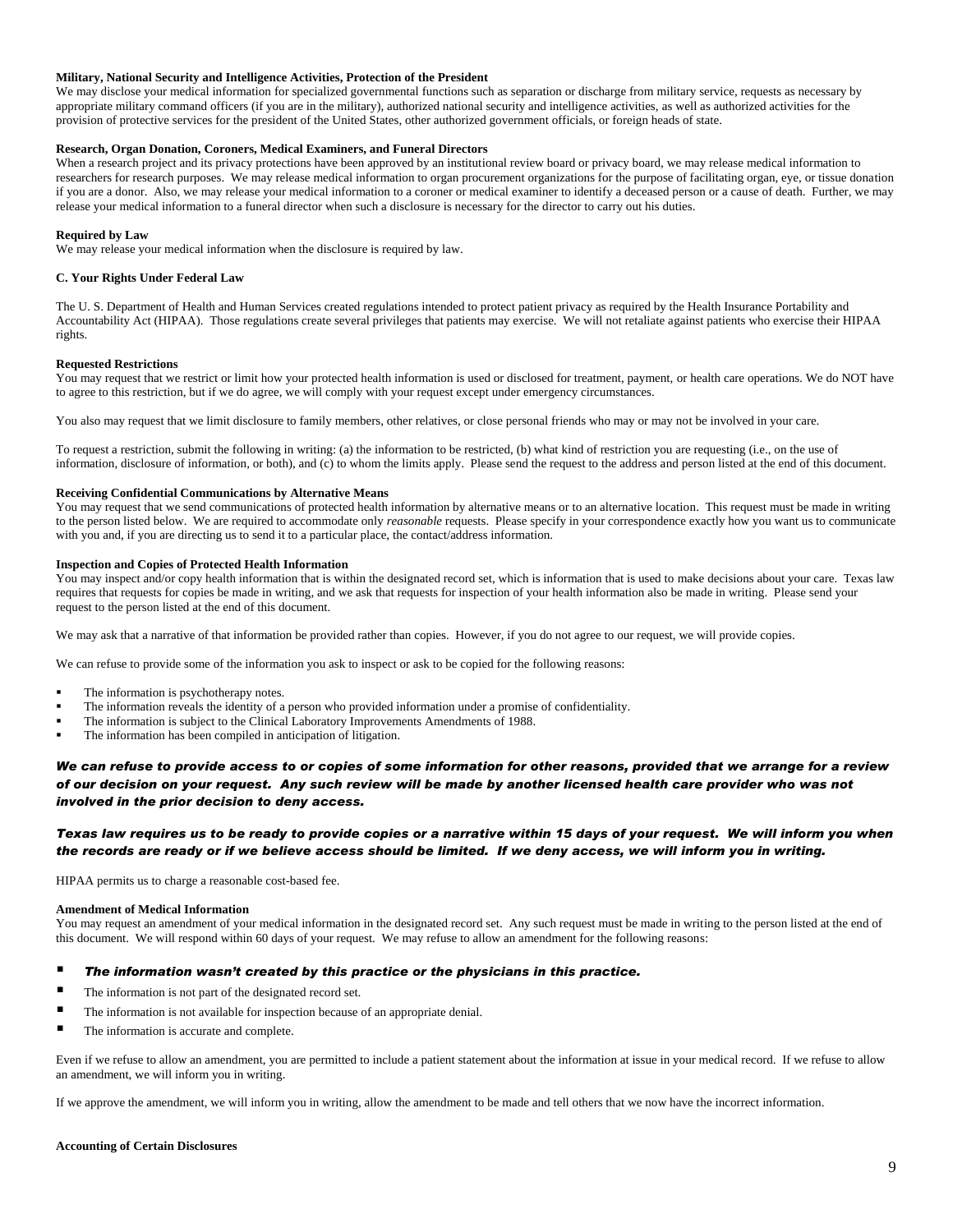**Military, National Security and Intelligence Activities, Protection of the President**

We may disclose your medical information for specialized governmental functions such as separation or discharge from military service, requests as necessary by appropriate military command officers (if you are in the military), authorized national security and intelligence activities, as well as authorized activities for the provision of protective services for the president of the United States, other authorized government officials, or foreign heads of state.

**Research, Organ Donation, Coroners, Medical Examiners, and Funeral Directors**

When a research project and its privacy protections have been approved by an institutional review board or privacy board, we may release medical information to researchers for research purposes. We may release medical information to organ procurement organizations for the purpose of facilitating organ, eye, or tissue donation if you are a donor. Also, we may release your medical information to a coroner or medical examiner to identify a deceased person or a cause of death. Further, we may release your medical information to a funeral director when such a disclosure is necessary for the director to carry out his duties.

**Required by Law**

We may release your medical information when the disclosure is required by law.

**C. Your Rights Under Federal Law**

The U. S. Department of Health and Human Services created regulations intended to protect patient privacy as required by the Health Insurance Portability and Accountability Act (HIPAA). Those regulations create several privileges that patients may exercise. We will not retaliate against patients who exercise their HIPAA rights.

**Requested Restrictions**

You may request that we restrict or limit how your protected health information is used or disclosed for treatment, payment, or health care operations. We do NOT have to agree to this restriction, but if we do agree, we will comply with your request except under emergency circumstances.

You also may request that we limit disclosure to family members, other relatives, or close personal friends who may or may not be involved in your care.

To request a restriction, submit the following in writing: (a) the information to be restricted, (b) what kind of restriction you are requesting (i.e., on the use of information, disclosure of information, or both), and (c) to whom the limits apply. Please send the request to the address and person listed at the end of this document.

**Receiving Confidential Communications by Alternative Means**

You may request that we send communications of protected health information by alternative means or to an alternative location. This request must be made in writing to the person listed below. We are required to accommodate only *reasonable* requests. Please specify in your correspondence exactly how you want us to communicate with you and, if you are directing us to send it to a particular place, the contact/address information.

**Inspection and Copies of Protected Health Information**

You may inspect and/or copy health information that is within the designated record set, which is information that is used to make decisions about your care. Texas law requires that requests for copies be made in writing, and we ask that requests for inspection of your health information also be made in writing. Please send your request to the person listed at the end of this document.

We may ask that a narrative of that information be provided rather than copies. However, if you do not agree to our request, we will provide copies.

We can refuse to provide some of the information you ask to inspect or ask to be copied for the following reasons:

- The information is psychotherapy notes.
- The information reveals the identity of a person who provided information under a promise of confidentiality.
- The information is subject to the Clinical Laboratory Improvements Amendments of 1988.
- The information has been compiled in anticipation of litigation.

***We can refuse to provide access to or copies of some information for other reasons, provided that we arrange for a review of our decision on your request. Any such review will be made by another licensed health care provider who was not involved in the prior decision to deny access.***

***Texas law requires us to be ready to provide copies or a narrative within 15 days of your request. We will inform you when the records are ready or if we believe access should be limited. If we deny access, we will inform you in writing.***

HIPAA permits us to charge a reasonable cost-based fee.

**Amendment of Medical Information**

You may request an amendment of your medical information in the designated record set. Any such request must be made in writing to the person listed at the end of this document. We will respond within 60 days of your request. We may refuse to allow an amendment for the following reasons:

- ***The information wasn't created by this practice or the physicians in this practice.***
- The information is not part of the designated record set.
- The information is not available for inspection because of an appropriate denial.
- The information is accurate and complete.

Even if we refuse to allow an amendment, you are permitted to include a patient statement about the information at issue in your medical record. If we refuse to allow an amendment, we will inform you in writing.

If we approve the amendment, we will inform you in writing, allow the amendment to be made and tell others that we now have the incorrect information.

**Accounting of Certain Disclosures**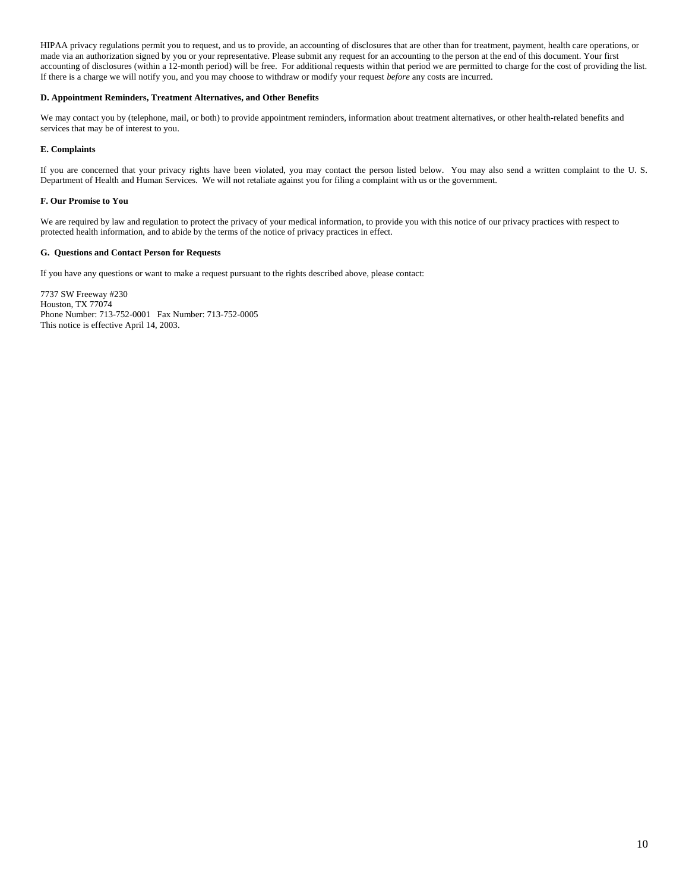HIPAA privacy regulations permit you to request, and us to provide, an accounting of disclosures that are other than for treatment, payment, health care operations, or made via an authorization signed by you or your representative. Please submit any request for an accounting to the person at the end of this document. Your first accounting of disclosures (within a 12-month period) will be free. For additional requests within that period we are permitted to charge for the cost of providing the list. If there is a charge we will notify you, and you may choose to withdraw or modify your request *before* any costs are incurred.

**D. Appointment Reminders, Treatment Alternatives, and Other Benefits**

We may contact you by (telephone, mail, or both) to provide appointment reminders, information about treatment alternatives, or other health-related benefits and services that may be of interest to you.

**E. Complaints**

If you are concerned that your privacy rights have been violated, you may contact the person listed below. You may also send a written complaint to the U. S. Department of Health and Human Services. We will not retaliate against you for filing a complaint with us or the government.

**F. Our Promise to You**

We are required by law and regulation to protect the privacy of your medical information, to provide you with this notice of our privacy practices with respect to protected health information, and to abide by the terms of the notice of privacy practices in effect.

**G. Questions and Contact Person for Requests**

If you have any questions or want to make a request pursuant to the rights described above, please contact:

7737 SW Freeway #230
Houston, TX 77074
Phone Number: 713-752-0001 Fax Number: 713-752-0005
This notice is effective April 14, 2003.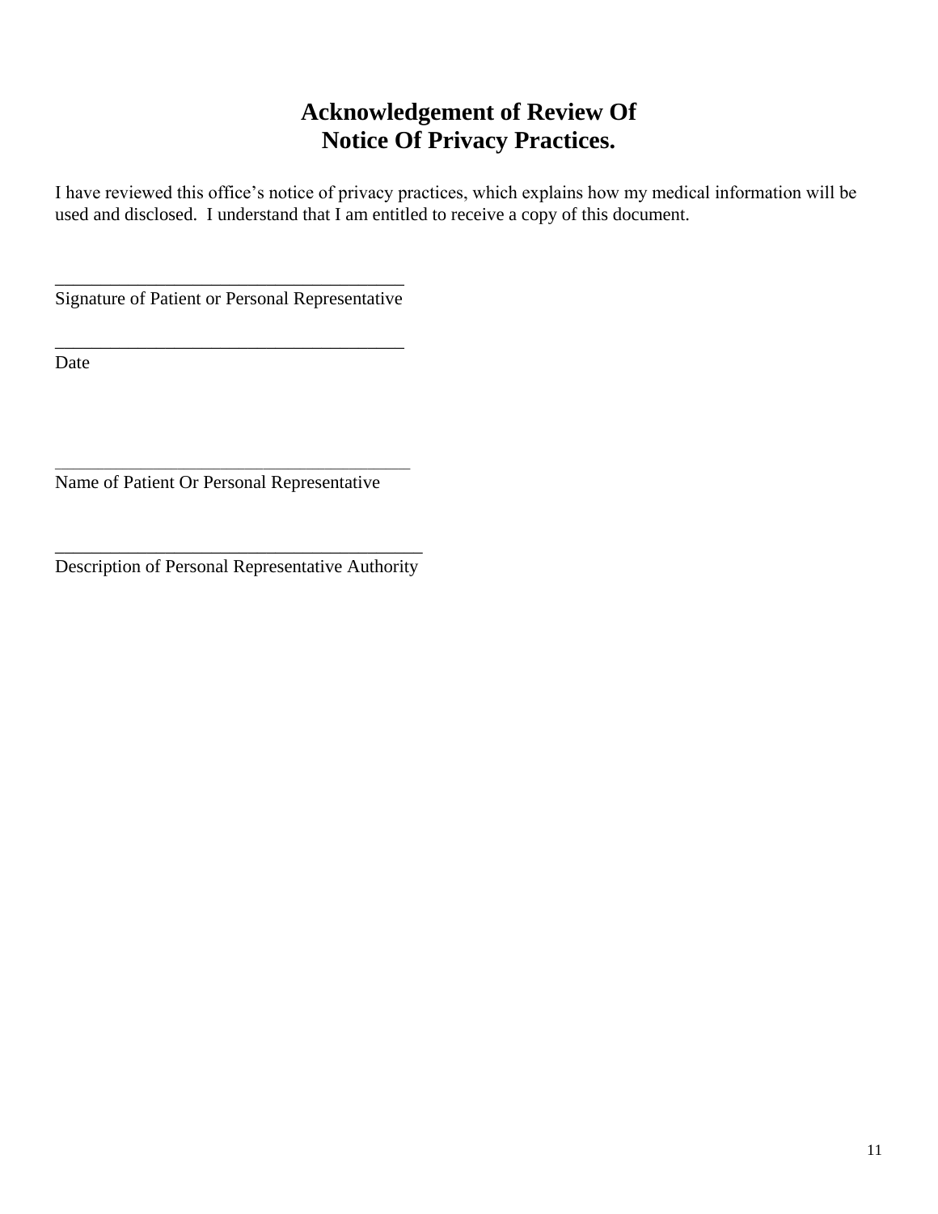# Acknowledgement of Review Of
# Notice Of Privacy Practices.

I have reviewed this office's notice of privacy practices, which explains how my medical information will be used and disclosed. I understand that I am entitled to receive a copy of this document.

______________________________________
Signature of Patient or Personal Representative

______________________________________
Date

______________________________________
Name of Patient Or Personal Representative

________________________________________
Description of Personal Representative Authority